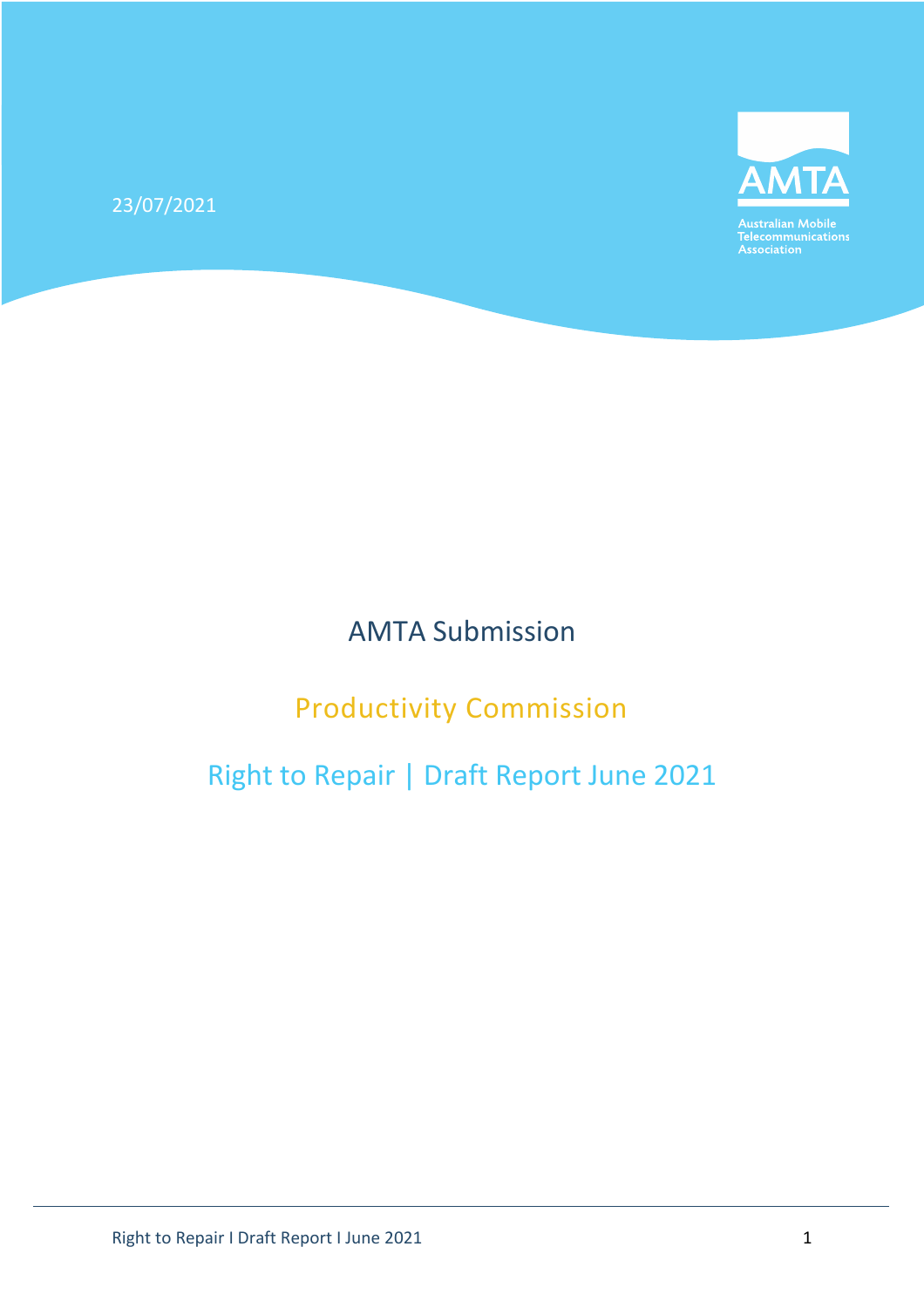23/07/2021

AMTA

Australian Mobile Telecommunications Association

# AMTA Submission

## Productivity Commission

## Right to Repair | Draft Report June 2021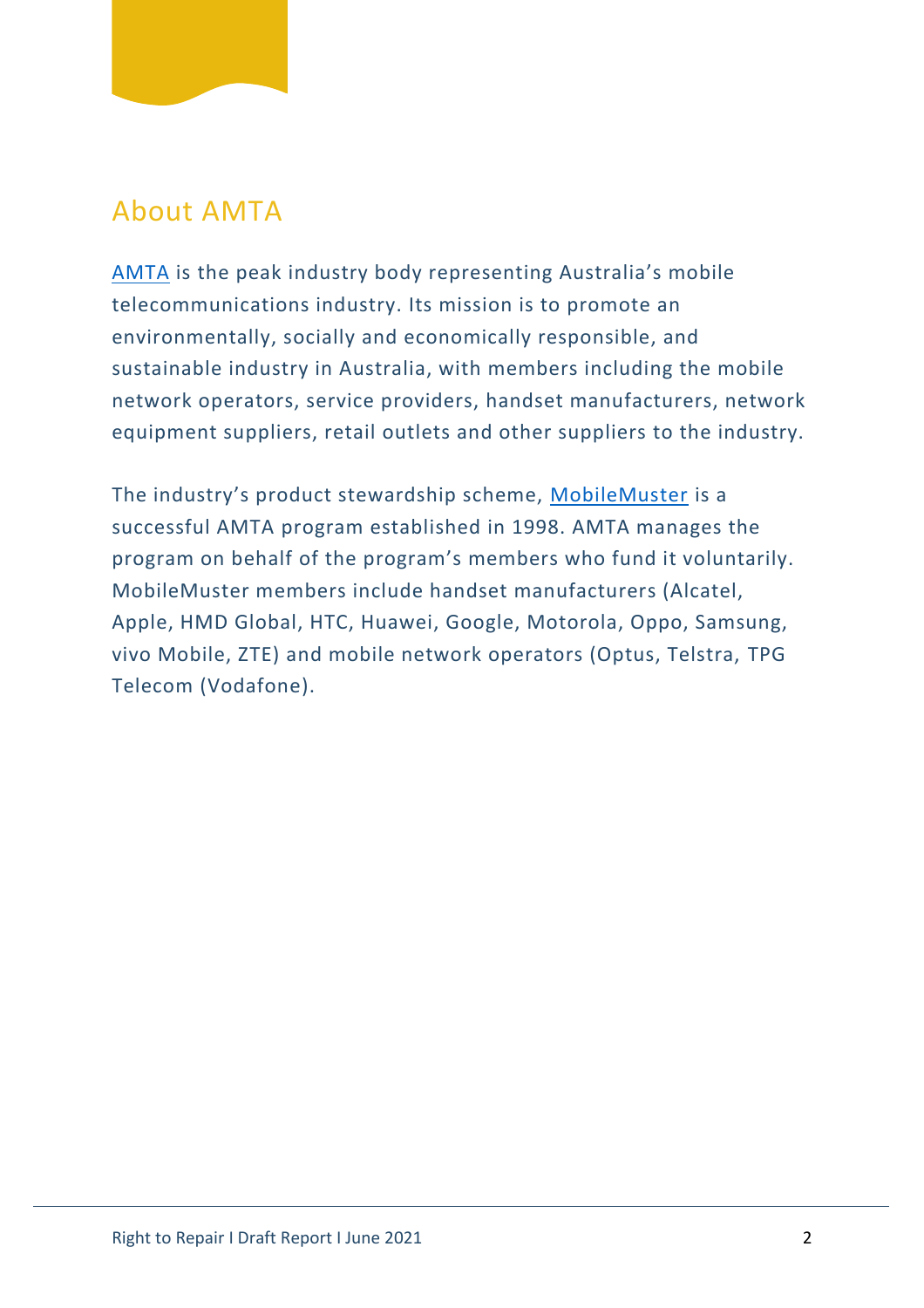## About AMTA

AMTA is the peak industry body representing Australia's mobile telecommunications industry. Its mission is to promote an environmentally, socially and economically responsible, and sustainable industry in Australia, with members including the mobile network operators, service providers, handset manufacturers, network equipment suppliers, retail outlets and other suppliers to the industry.

The industry's product stewardship scheme, MobileMuster is a successful AMTA program established in 1998. AMTA manages the program on behalf of the program's members who fund it voluntarily. MobileMuster members include handset manufacturers (Alcatel, Apple, HMD Global, HTC, Huawei, Google, Motorola, Oppo, Samsung, vivo Mobile, ZTE) and mobile network operators (Optus, Telstra, TPG Telecom (Vodafone).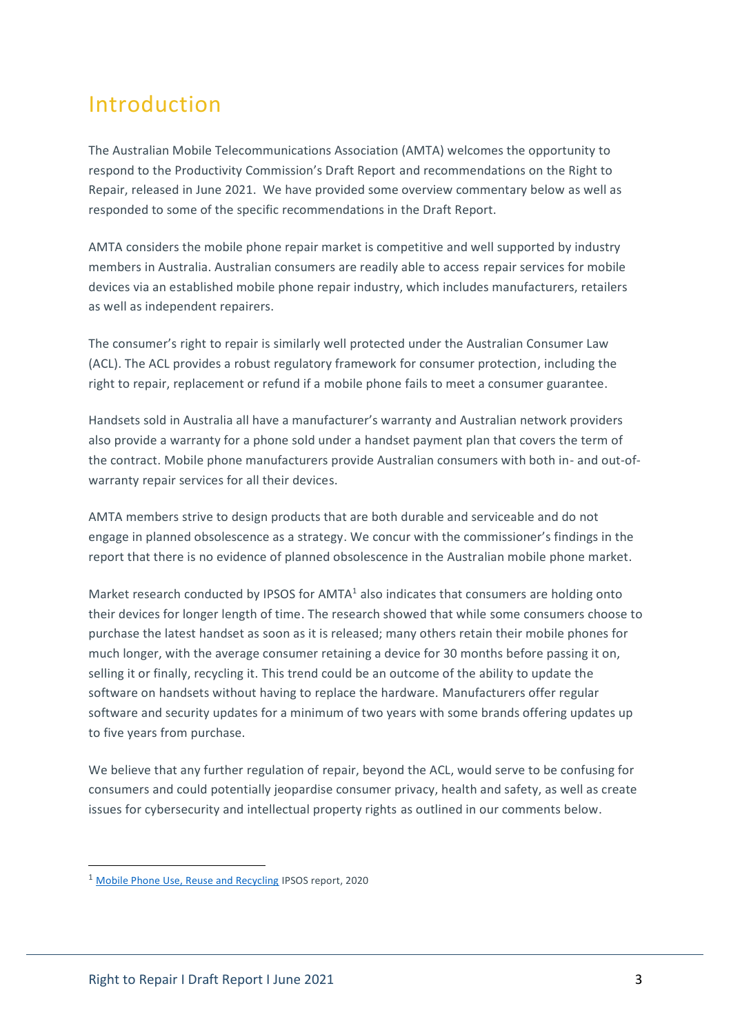# Introduction

The Australian Mobile Telecommunications Association (AMTA) welcomes the opportunity to respond to the Productivity Commission's Draft Report and recommendations on the Right to Repair, released in June 2021. We have provided some overview commentary below as well as responded to some of the specific recommendations in the Draft Report.

AMTA considers the mobile phone repair market is competitive and well supported by industry members in Australia. Australian consumers are readily able to access repair services for mobile devices via an established mobile phone repair industry, which includes manufacturers, retailers as well as independent repairers.

The consumer's right to repair is similarly well protected under the Australian Consumer Law (ACL). The ACL provides a robust regulatory framework for consumer protection, including the right to repair, replacement or refund if a mobile phone fails to meet a consumer guarantee.

Handsets sold in Australia all have a manufacturer's warranty and Australian network providers also provide a warranty for a phone sold under a handset payment plan that covers the term of the contract. Mobile phone manufacturers provide Australian consumers with both in- and out-of-warranty repair services for all their devices.

AMTA members strive to design products that are both durable and serviceable and do not engage in planned obsolescence as a strategy. We concur with the commissioner's findings in the report that there is no evidence of planned obsolescence in the Australian mobile phone market.

Market research conducted by IPSOS for AMTA[1] also indicates that consumers are holding onto their devices for longer length of time. The research showed that while some consumers choose to purchase the latest handset as soon as it is released; many others retain their mobile phones for much longer, with the average consumer retaining a device for 30 months before passing it on, selling it or finally, recycling it. This trend could be an outcome of the ability to update the software on handsets without having to replace the hardware. Manufacturers offer regular software and security updates for a minimum of two years with some brands offering updates up to five years from purchase.

We believe that any further regulation of repair, beyond the ACL, would serve to be confusing for consumers and could potentially jeopardise consumer privacy, health and safety, as well as create issues for cybersecurity and intellectual property rights as outlined in our comments below.

[1] Mobile Phone Use, Reuse and Recycling IPSOS report, 2020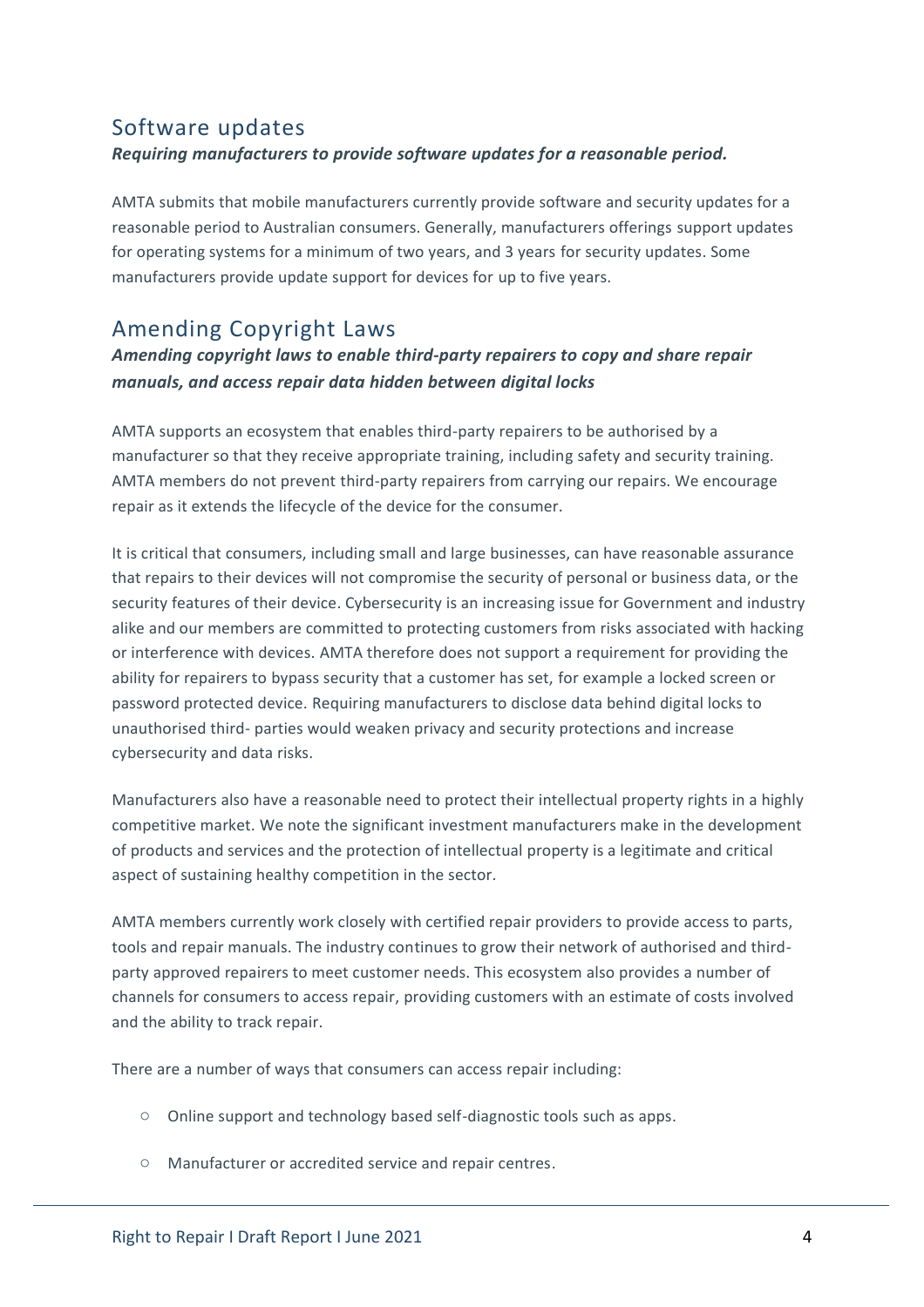## Software updates

***Requiring manufacturers to provide software updates for a reasonable period.***

AMTA submits that mobile manufacturers currently provide software and security updates for a reasonable period to Australian consumers. Generally, manufacturers offerings support updates for operating systems for a minimum of two years, and 3 years for security updates. Some manufacturers provide update support for devices for up to five years.

## Amending Copyright Laws

***Amending copyright laws to enable third-party repairers to copy and share repair manuals, and access repair data hidden between digital locks***

AMTA supports an ecosystem that enables third-party repairers to be authorised by a manufacturer so that they receive appropriate training, including safety and security training. AMTA members do not prevent third-party repairers from carrying our repairs. We encourage repair as it extends the lifecycle of the device for the consumer.

It is critical that consumers, including small and large businesses, can have reasonable assurance that repairs to their devices will not compromise the security of personal or business data, or the security features of their device. Cybersecurity is an increasing issue for Government and industry alike and our members are committed to protecting customers from risks associated with hacking or interference with devices. AMTA therefore does not support a requirement for providing the ability for repairers to bypass security that a customer has set, for example a locked screen or password protected device. Requiring manufacturers to disclose data behind digital locks to unauthorised third- parties would weaken privacy and security protections and increase cybersecurity and data risks.

Manufacturers also have a reasonable need to protect their intellectual property rights in a highly competitive market. We note the significant investment manufacturers make in the development of products and services and the protection of intellectual property is a legitimate and critical aspect of sustaining healthy competition in the sector.

AMTA members currently work closely with certified repair providers to provide access to parts, tools and repair manuals. The industry continues to grow their network of authorised and third-party approved repairers to meet customer needs. This ecosystem also provides a number of channels for consumers to access repair, providing customers with an estimate of costs involved and the ability to track repair.

There are a number of ways that consumers can access repair including:

- Online support and technology based self-diagnostic tools such as apps.
- Manufacturer or accredited service and repair centres.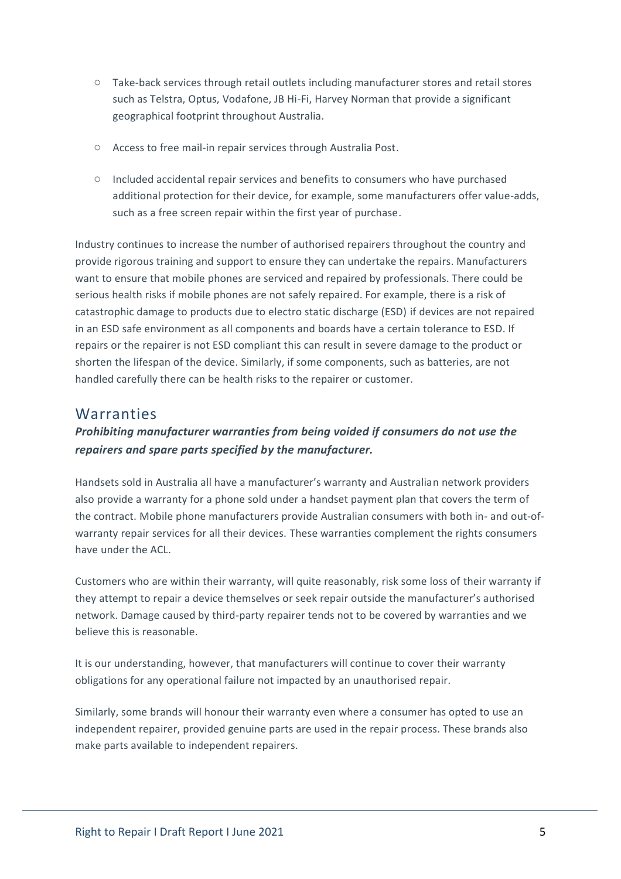- Take-back services through retail outlets including manufacturer stores and retail stores such as Telstra, Optus, Vodafone, JB Hi-Fi, Harvey Norman that provide a significant geographical footprint throughout Australia.
- Access to free mail-in repair services through Australia Post.
- Included accidental repair services and benefits to consumers who have purchased additional protection for their device, for example, some manufacturers offer value-adds, such as a free screen repair within the first year of purchase.

Industry continues to increase the number of authorised repairers throughout the country and provide rigorous training and support to ensure they can undertake the repairs. Manufacturers want to ensure that mobile phones are serviced and repaired by professionals. There could be serious health risks if mobile phones are not safely repaired. For example, there is a risk of catastrophic damage to products due to electro static discharge (ESD) if devices are not repaired in an ESD safe environment as all components and boards have a certain tolerance to ESD. If repairs or the repairer is not ESD compliant this can result in severe damage to the product or shorten the lifespan of the device. Similarly, if some components, such as batteries, are not handled carefully there can be health risks to the repairer or customer.

## Warranties

***Prohibiting manufacturer warranties from being voided if consumers do not use the repairers and spare parts specified by the manufacturer.***

Handsets sold in Australia all have a manufacturer's warranty and Australian network providers also provide a warranty for a phone sold under a handset payment plan that covers the term of the contract. Mobile phone manufacturers provide Australian consumers with both in- and out-of-warranty repair services for all their devices. These warranties complement the rights consumers have under the ACL.

Customers who are within their warranty, will quite reasonably, risk some loss of their warranty if they attempt to repair a device themselves or seek repair outside the manufacturer's authorised network. Damage caused by third-party repairer tends not to be covered by warranties and we believe this is reasonable.

It is our understanding, however, that manufacturers will continue to cover their warranty obligations for any operational failure not impacted by an unauthorised repair.

Similarly, some brands will honour their warranty even where a consumer has opted to use an independent repairer, provided genuine parts are used in the repair process. These brands also make parts available to independent repairers.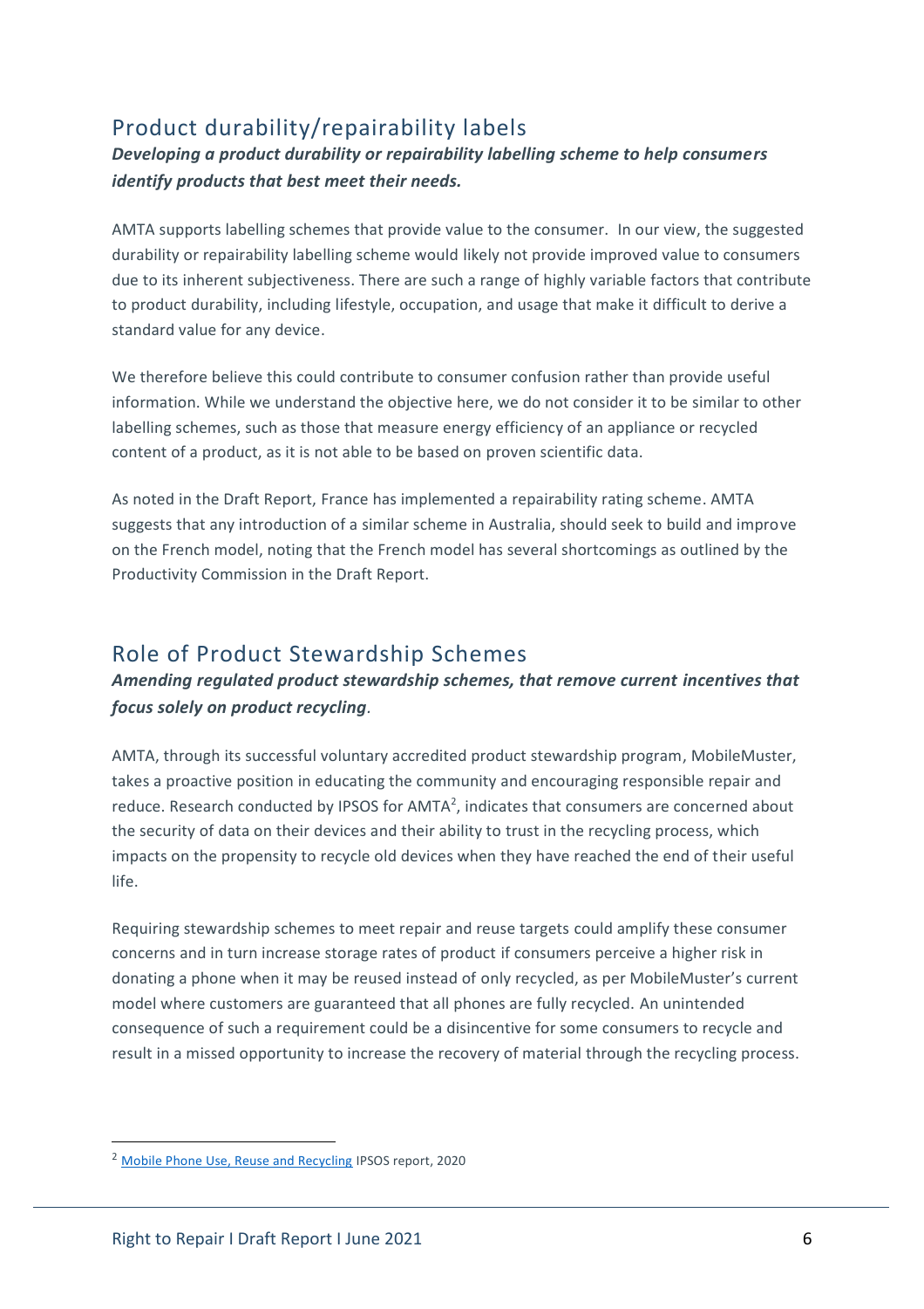## Product durability/repairability labels

***Developing a product durability or repairability labelling scheme to help consumers identify products that best meet their needs.***

AMTA supports labelling schemes that provide value to the consumer. In our view, the suggested durability or repairability labelling scheme would likely not provide improved value to consumers due to its inherent subjectiveness. There are such a range of highly variable factors that contribute to product durability, including lifestyle, occupation, and usage that make it difficult to derive a standard value for any device.

We therefore believe this could contribute to consumer confusion rather than provide useful information. While we understand the objective here, we do not consider it to be similar to other labelling schemes, such as those that measure energy efficiency of an appliance or recycled content of a product, as it is not able to be based on proven scientific data.

As noted in the Draft Report, France has implemented a repairability rating scheme. AMTA suggests that any introduction of a similar scheme in Australia, should seek to build and improve on the French model, noting that the French model has several shortcomings as outlined by the Productivity Commission in the Draft Report.

## Role of Product Stewardship Schemes

***Amending regulated product stewardship schemes, that remove current incentives that focus solely on product recycling***.

AMTA, through its successful voluntary accredited product stewardship program, MobileMuster, takes a proactive position in educating the community and encouraging responsible repair and reduce. Research conducted by IPSOS for AMTA[2], indicates that consumers are concerned about the security of data on their devices and their ability to trust in the recycling process, which impacts on the propensity to recycle old devices when they have reached the end of their useful life.

Requiring stewardship schemes to meet repair and reuse targets could amplify these consumer concerns and in turn increase storage rates of product if consumers perceive a higher risk in donating a phone when it may be reused instead of only recycled, as per MobileMuster's current model where customers are guaranteed that all phones are fully recycled. An unintended consequence of such a requirement could be a disincentive for some consumers to recycle and result in a missed opportunity to increase the recovery of material through the recycling process.

---

[2] Mobile Phone Use, Reuse and Recycling IPSOS report, 2020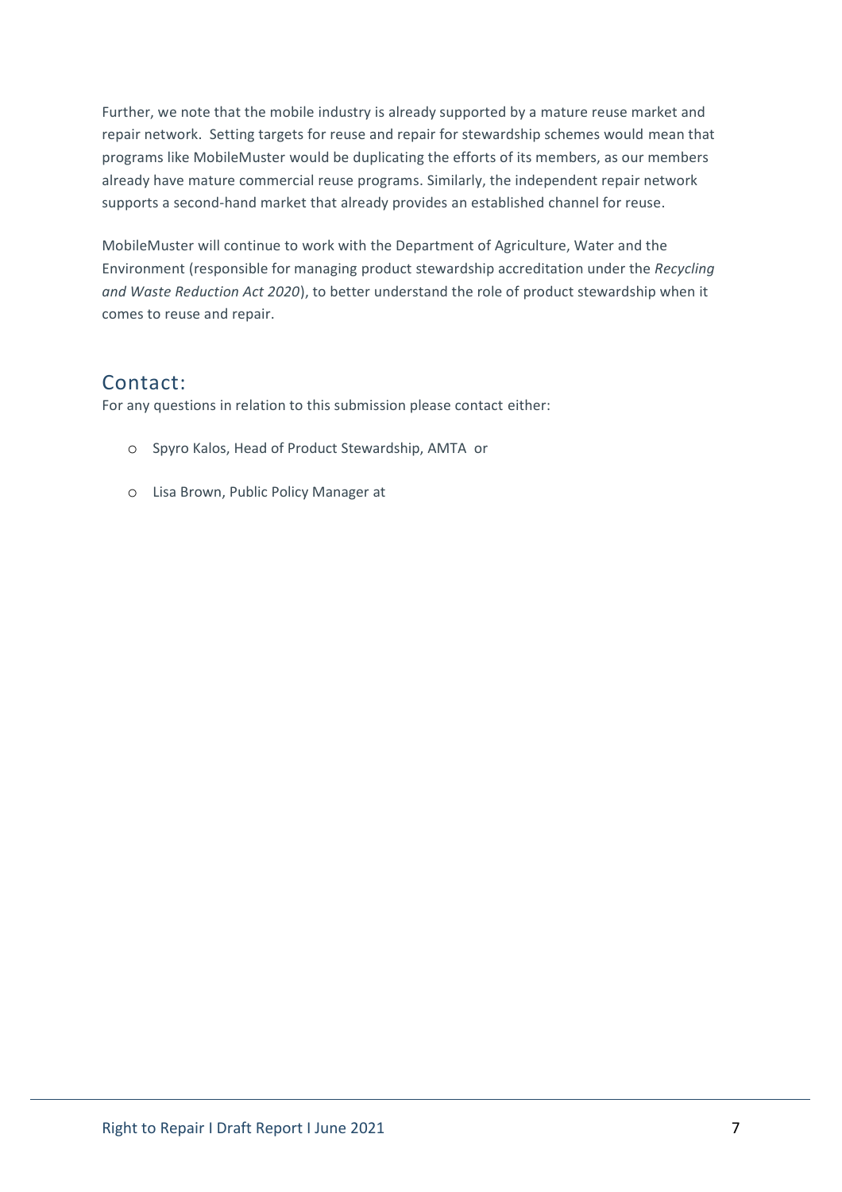Further, we note that the mobile industry is already supported by a mature reuse market and repair network. Setting targets for reuse and repair for stewardship schemes would mean that programs like MobileMuster would be duplicating the efforts of its members, as our members already have mature commercial reuse programs. Similarly, the independent repair network supports a second-hand market that already provides an established channel for reuse.

MobileMuster will continue to work with the Department of Agriculture, Water and the Environment (responsible for managing product stewardship accreditation under the *Recycling and Waste Reduction Act 2020*), to better understand the role of product stewardship when it comes to reuse and repair.

## Contact:

For any questions in relation to this submission please contact either:

- Spyro Kalos, Head of Product Stewardship, AMTA or
- Lisa Brown, Public Policy Manager at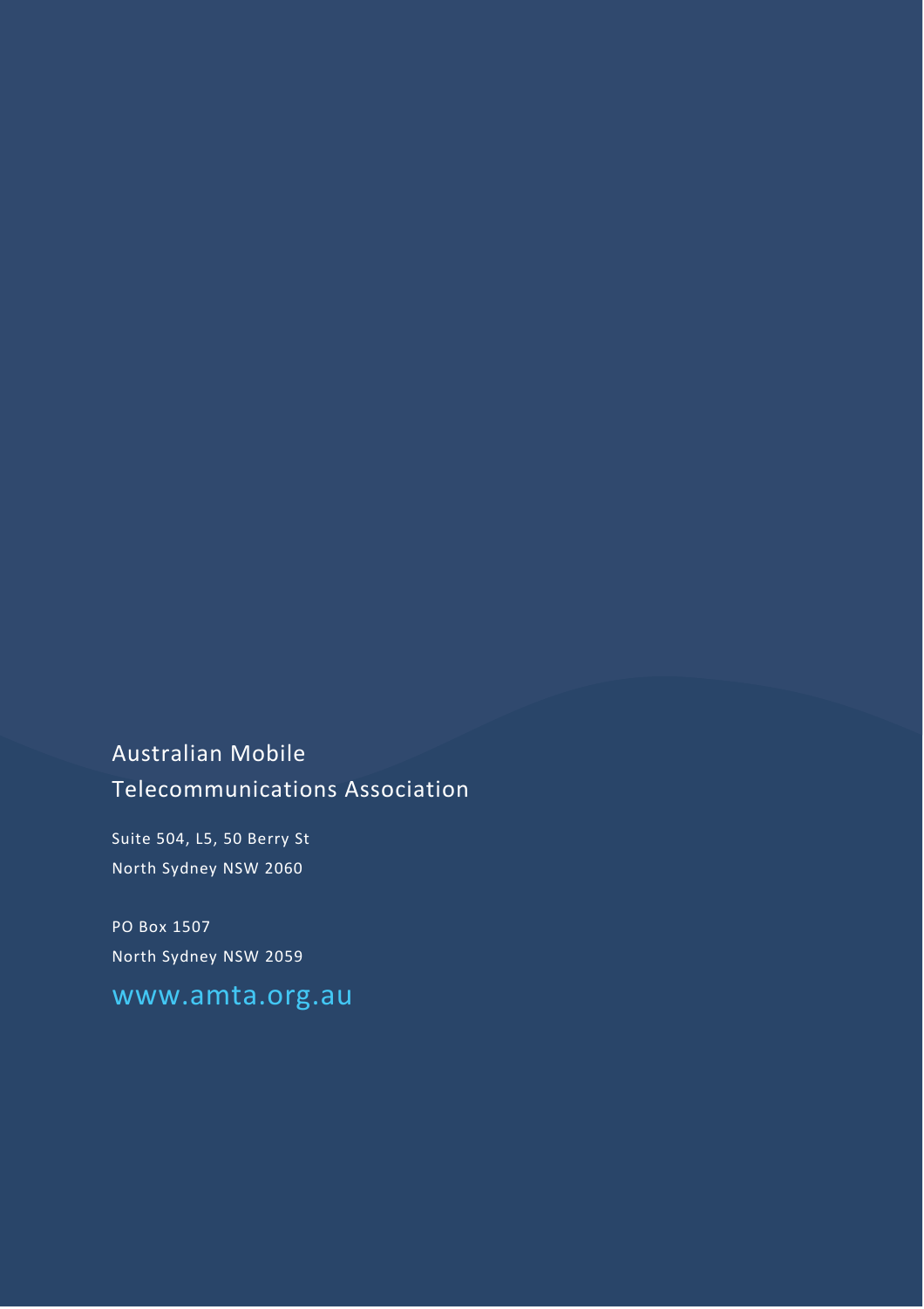Australian Mobile
Telecommunications Association

Suite 504, L5, 50 Berry St
North Sydney NSW 2060

PO Box 1507
North Sydney NSW 2059

www.amta.org.au